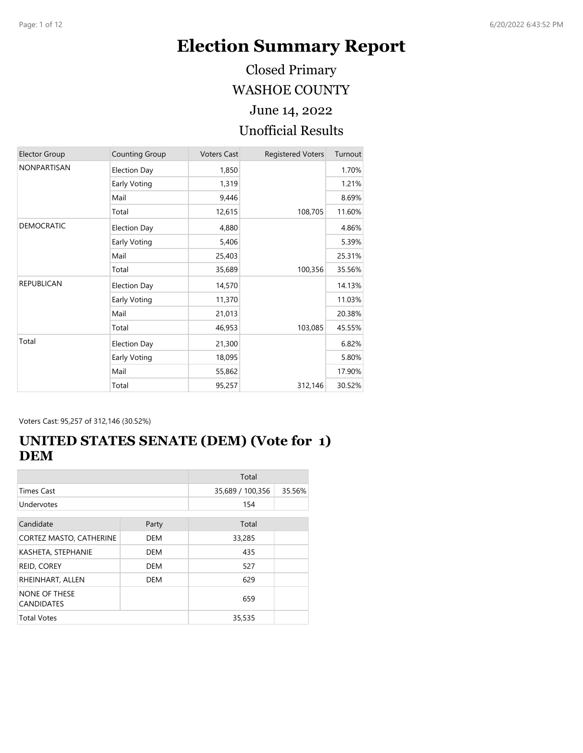# Election Summary Report

Closed Primary

WASHOE COUNTY

June 14, 2022

Unofficial Results

| Elector Group | Counting Group | Voters Cast | Registered Voters | Turnout |
|---|---|---|---|---|
| NONPARTISAN | Election Day | 1,850 | | 1.70% |
| | Early Voting | 1,319 | | 1.21% |
| | Mail | 9,446 | | 8.69% |
| | Total | 12,615 | 108,705 | 11.60% |
| DEMOCRATIC | Election Day | 4,880 | | 4.86% |
| | Early Voting | 5,406 | | 5.39% |
| | Mail | 25,403 | | 25.31% |
| | Total | 35,689 | 100,356 | 35.56% |
| REPUBLICAN | Election Day | 14,570 | | 14.13% |
| | Early Voting | 11,370 | | 11.03% |
| | Mail | 21,013 | | 20.38% |
| | Total | 46,953 | 103,085 | 45.55% |
| Total | Election Day | 21,300 | | 6.82% |
| | Early Voting | 18,095 | | 5.80% |
| | Mail | 55,862 | | 17.90% |
| | Total | 95,257 | 312,146 | 30.52% |

Voters Cast: 95,257 of 312,146 (30.52%)

## UNITED STATES SENATE (DEM) (Vote for 1) DEM

| | Total | |
|---|---|---|
| Times Cast | 35,689 / 100,356 | 35.56% |
| Undervotes | 154 | |

| Candidate | Party | Total | |
|---|---|---|---|
| CORTEZ MASTO, CATHERINE | DEM | 33,285 | |
| KASHETA, STEPHANIE | DEM | 435 | |
| REID, COREY | DEM | 527 | |
| RHEINHART, ALLEN | DEM | 629 | |
| NONE OF THESE CANDIDATES | | 659 | |
| Total Votes | | 35,535 | |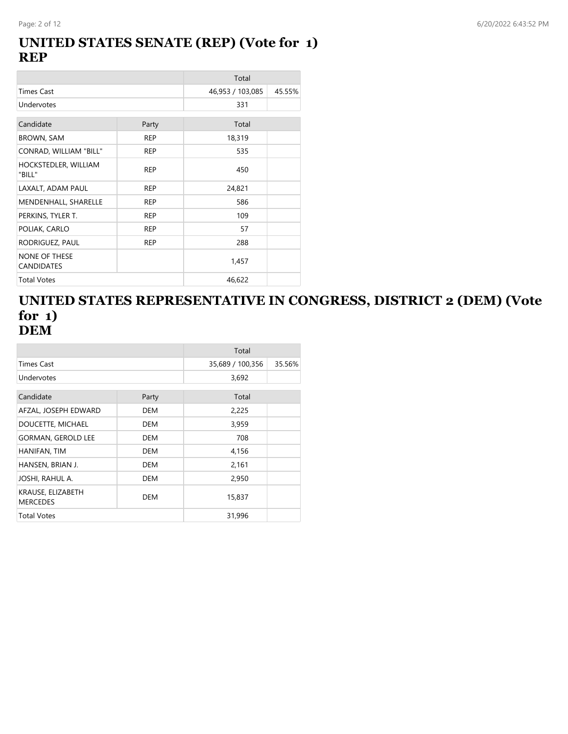## UNITED STATES SENATE (REP) (Vote for 1)
## REP

| | | Total | |
|---|---|---|---|
| Times Cast | | 46,953 / 103,085 | 45.55% |
| Undervotes | | 331 | |

| Candidate | Party | Total | |
|---|---|---|---|
| BROWN, SAM | REP | 18,319 | |
| CONRAD, WILLIAM "BILL" | REP | 535 | |
| HOCKSTEDLER, WILLIAM "BILL" | REP | 450 | |
| LAXALT, ADAM PAUL | REP | 24,821 | |
| MENDENHALL, SHARELLE | REP | 586 | |
| PERKINS, TYLER T. | REP | 109 | |
| POLIAK, CARLO | REP | 57 | |
| RODRIGUEZ, PAUL | REP | 288 | |
| NONE OF THESE CANDIDATES | | 1,457 | |
| Total Votes | | 46,622 | |

## UNITED STATES REPRESENTATIVE IN CONGRESS, DISTRICT 2 (DEM) (Vote for 1)
## DEM

| | | Total | |
|---|---|---|---|
| Times Cast | | 35,689 / 100,356 | 35.56% |
| Undervotes | | 3,692 | |

| Candidate | Party | Total | |
|---|---|---|---|
| AFZAL, JOSEPH EDWARD | DEM | 2,225 | |
| DOUCETTE, MICHAEL | DEM | 3,959 | |
| GORMAN, GEROLD LEE | DEM | 708 | |
| HANIFAN, TIM | DEM | 4,156 | |
| HANSEN, BRIAN J. | DEM | 2,161 | |
| JOSHI, RAHUL A. | DEM | 2,950 | |
| KRAUSE, ELIZABETH MERCEDES | DEM | 15,837 | |
| Total Votes | | 31,996 | |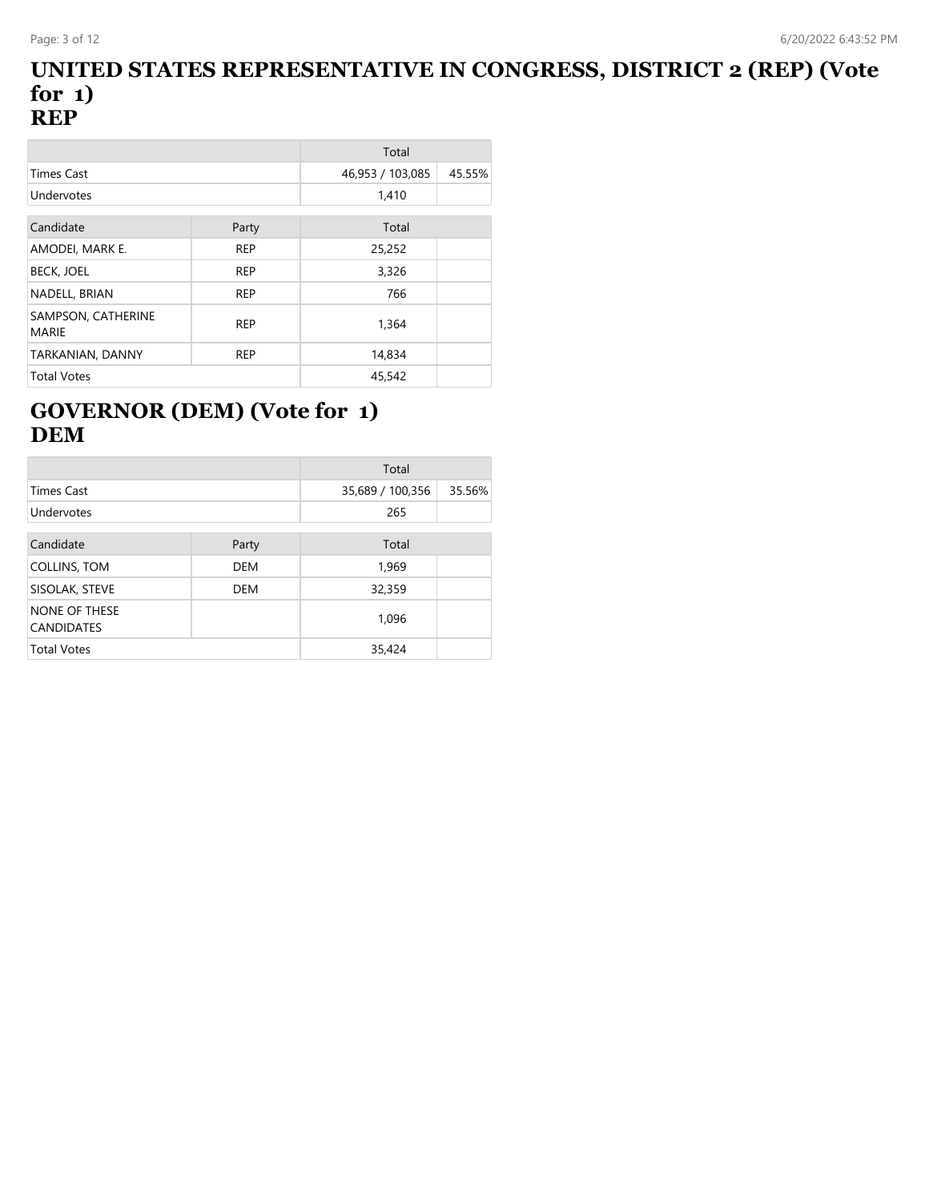# UNITED STATES REPRESENTATIVE IN CONGRESS, DISTRICT 2 (REP) (Vote for 1)
# REP

| | | Total | |
|---|---|---|---|
| Times Cast | | 46,953 / 103,085 | 45.55% |
| Undervotes | | 1,410 | |
| Candidate | Party | Total | |
| AMODEI, MARK E. | REP | 25,252 | |
| BECK, JOEL | REP | 3,326 | |
| NADELL, BRIAN | REP | 766 | |
| SAMPSON, CATHERINE MARIE | REP | 1,364 | |
| TARKANIAN, DANNY | REP | 14,834 | |
| Total Votes | | 45,542 | |

# GOVERNOR (DEM) (Vote for 1)
# DEM

| | | Total | |
|---|---|---|---|
| Times Cast | | 35,689 / 100,356 | 35.56% |
| Undervotes | | 265 | |
| Candidate | Party | Total | |
| COLLINS, TOM | DEM | 1,969 | |
| SISOLAK, STEVE | DEM | 32,359 | |
| NONE OF THESE CANDIDATES | | 1,096 | |
| Total Votes | | 35,424 | |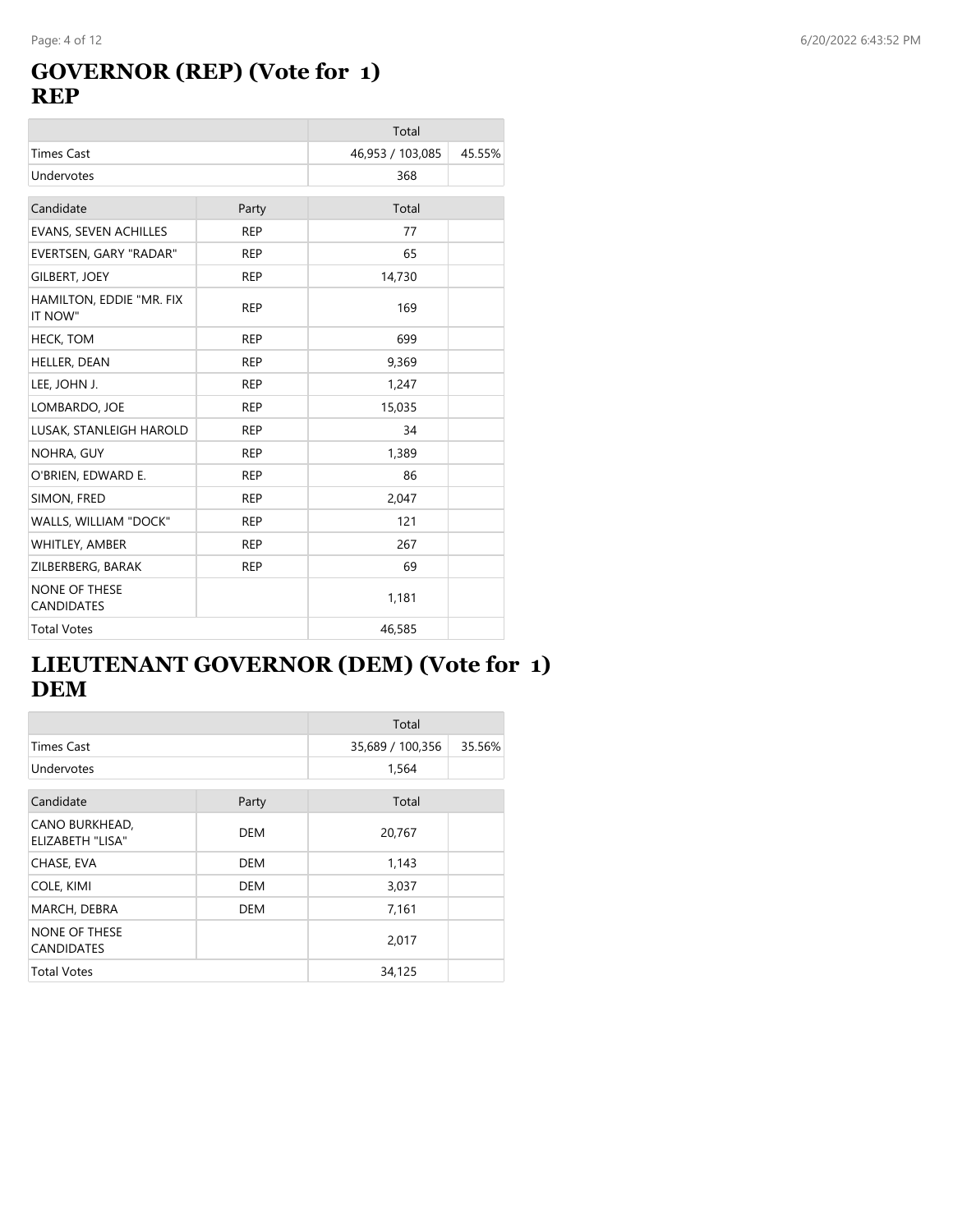## GOVERNOR (REP) (Vote for 1)
## REP

| | Total | |
|---|---|---|
| Times Cast | 46,953 / 103,085 | 45.55% |
| Undervotes | 368 | |

| Candidate | Party | Total | |
|---|---|---|---|
| EVANS, SEVEN ACHILLES | REP | 77 | |
| EVERTSEN, GARY "RADAR" | REP | 65 | |
| GILBERT, JOEY | REP | 14,730 | |
| HAMILTON, EDDIE "MR. FIX IT NOW" | REP | 169 | |
| HECK, TOM | REP | 699 | |
| HELLER, DEAN | REP | 9,369 | |
| LEE, JOHN J. | REP | 1,247 | |
| LOMBARDO, JOE | REP | 15,035 | |
| LUSAK, STANLEIGH HAROLD | REP | 34 | |
| NOHRA, GUY | REP | 1,389 | |
| O'BRIEN, EDWARD E. | REP | 86 | |
| SIMON, FRED | REP | 2,047 | |
| WALLS, WILLIAM "DOCK" | REP | 121 | |
| WHITLEY, AMBER | REP | 267 | |
| ZILBERBERG, BARAK | REP | 69 | |
| NONE OF THESE CANDIDATES | | 1,181 | |
| Total Votes | | 46,585 | |

## LIEUTENANT GOVERNOR (DEM) (Vote for 1)
## DEM

| | Total | |
|---|---|---|
| Times Cast | 35,689 / 100,356 | 35.56% |
| Undervotes | 1,564 | |

| Candidate | Party | Total | |
|---|---|---|---|
| CANO BURKHEAD, ELIZABETH "LISA" | DEM | 20,767 | |
| CHASE, EVA | DEM | 1,143 | |
| COLE, KIMI | DEM | 3,037 | |
| MARCH, DEBRA | DEM | 7,161 | |
| NONE OF THESE CANDIDATES | | 2,017 | |
| Total Votes | | 34,125 | |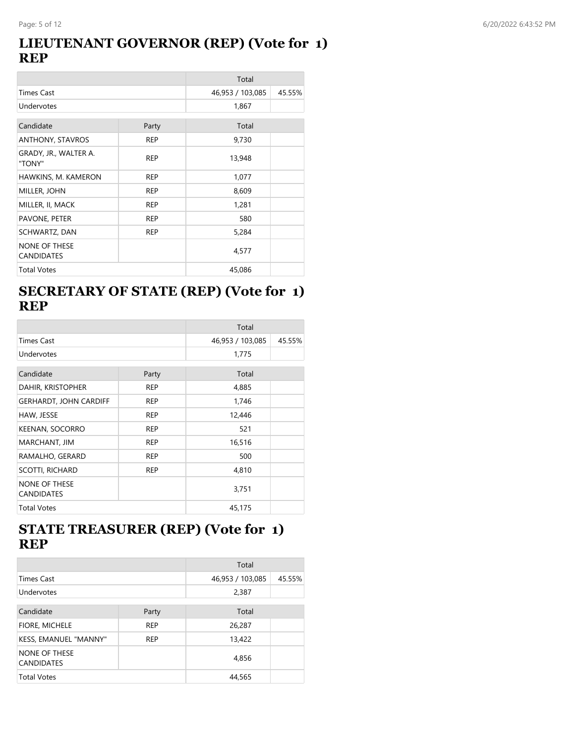## LIEUTENANT GOVERNOR (REP) (Vote for 1) REP

| | Total | |
|---|---|---|
| Times Cast | 46,953 / 103,085 | 45.55% |
| Undervotes | 1,867 | |

| Candidate | Party | Total | |
|---|---|---|---|
| ANTHONY, STAVROS | REP | 9,730 | |
| GRADY, JR., WALTER A. "TONY" | REP | 13,948 | |
| HAWKINS, M. KAMERON | REP | 1,077 | |
| MILLER, JOHN | REP | 8,609 | |
| MILLER, II, MACK | REP | 1,281 | |
| PAVONE, PETER | REP | 580 | |
| SCHWARTZ, DAN | REP | 5,284 | |
| NONE OF THESE CANDIDATES | | 4,577 | |
| Total Votes | | 45,086 | |

## SECRETARY OF STATE (REP) (Vote for 1) REP

| | Total | |
|---|---|---|
| Times Cast | 46,953 / 103,085 | 45.55% |
| Undervotes | 1,775 | |

| Candidate | Party | Total | |
|---|---|---|---|
| DAHIR, KRISTOPHER | REP | 4,885 | |
| GERHARDT, JOHN CARDIFF | REP | 1,746 | |
| HAW, JESSE | REP | 12,446 | |
| KEENAN, SOCORRO | REP | 521 | |
| MARCHANT, JIM | REP | 16,516 | |
| RAMALHO, GERARD | REP | 500 | |
| SCOTTI, RICHARD | REP | 4,810 | |
| NONE OF THESE CANDIDATES | | 3,751 | |
| Total Votes | | 45,175 | |

## STATE TREASURER (REP) (Vote for 1) REP

| | Total | |
|---|---|---|
| Times Cast | 46,953 / 103,085 | 45.55% |
| Undervotes | 2,387 | |

| Candidate | Party | Total | |
|---|---|---|---|
| FIORE, MICHELE | REP | 26,287 | |
| KESS, EMANUEL "MANNY" | REP | 13,422 | |
| NONE OF THESE CANDIDATES | | 4,856 | |
| Total Votes | | 44,565 | |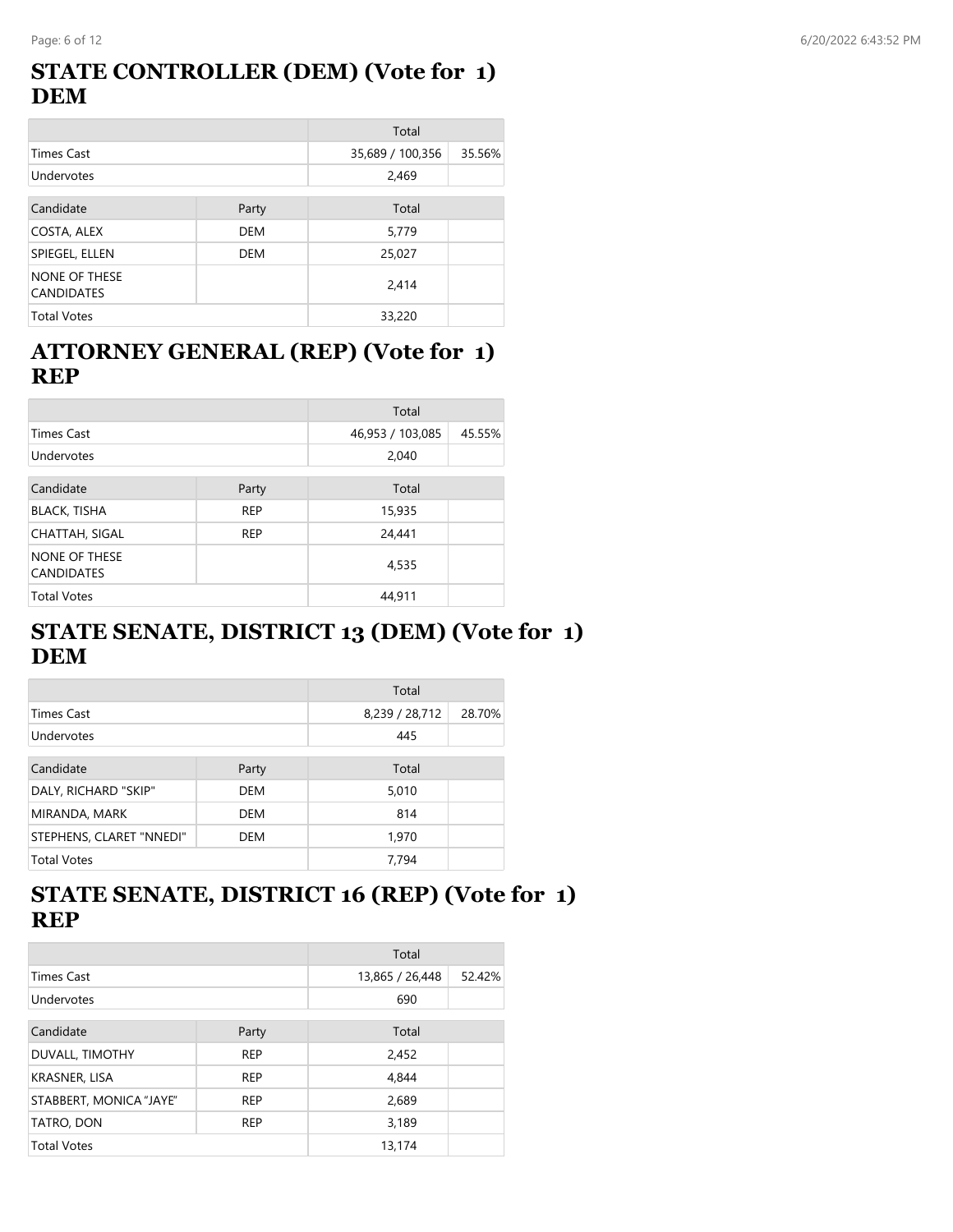## STATE CONTROLLER (DEM) (Vote for 1) DEM

| | | Total | |
|---|---|---|---|
| Times Cast | | 35,689 / 100,356 | 35.56% |
| Undervotes | | 2,469 | |

| Candidate | Party | Total | |
|---|---|---|---|
| COSTA, ALEX | DEM | 5,779 | |
| SPIEGEL, ELLEN | DEM | 25,027 | |
| NONE OF THESE CANDIDATES | | 2,414 | |
| Total Votes | | 33,220 | |

## ATTORNEY GENERAL (REP) (Vote for 1) REP

| | | Total | |
|---|---|---|---|
| Times Cast | | 46,953 / 103,085 | 45.55% |
| Undervotes | | 2,040 | |

| Candidate | Party | Total | |
|---|---|---|---|
| BLACK, TISHA | REP | 15,935 | |
| CHATTAH, SIGAL | REP | 24,441 | |
| NONE OF THESE CANDIDATES | | 4,535 | |
| Total Votes | | 44,911 | |

## STATE SENATE, DISTRICT 13 (DEM) (Vote for 1) DEM

| | | Total | |
|---|---|---|---|
| Times Cast | | 8,239 / 28,712 | 28.70% |
| Undervotes | | 445 | |

| Candidate | Party | Total | |
|---|---|---|---|
| DALY, RICHARD "SKIP" | DEM | 5,010 | |
| MIRANDA, MARK | DEM | 814 | |
| STEPHENS, CLARET "NNEDI" | DEM | 1,970 | |
| Total Votes | | 7,794 | |

## STATE SENATE, DISTRICT 16 (REP) (Vote for 1) REP

| | | Total | |
|---|---|---|---|
| Times Cast | | 13,865 / 26,448 | 52.42% |
| Undervotes | | 690 | |

| Candidate | Party | Total | |
|---|---|---|---|
| DUVALL, TIMOTHY | REP | 2,452 | |
| KRASNER, LISA | REP | 4,844 | |
| STABBERT, MONICA "JAYE" | REP | 2,689 | |
| TATRO, DON | REP | 3,189 | |
| Total Votes | | 13,174 | |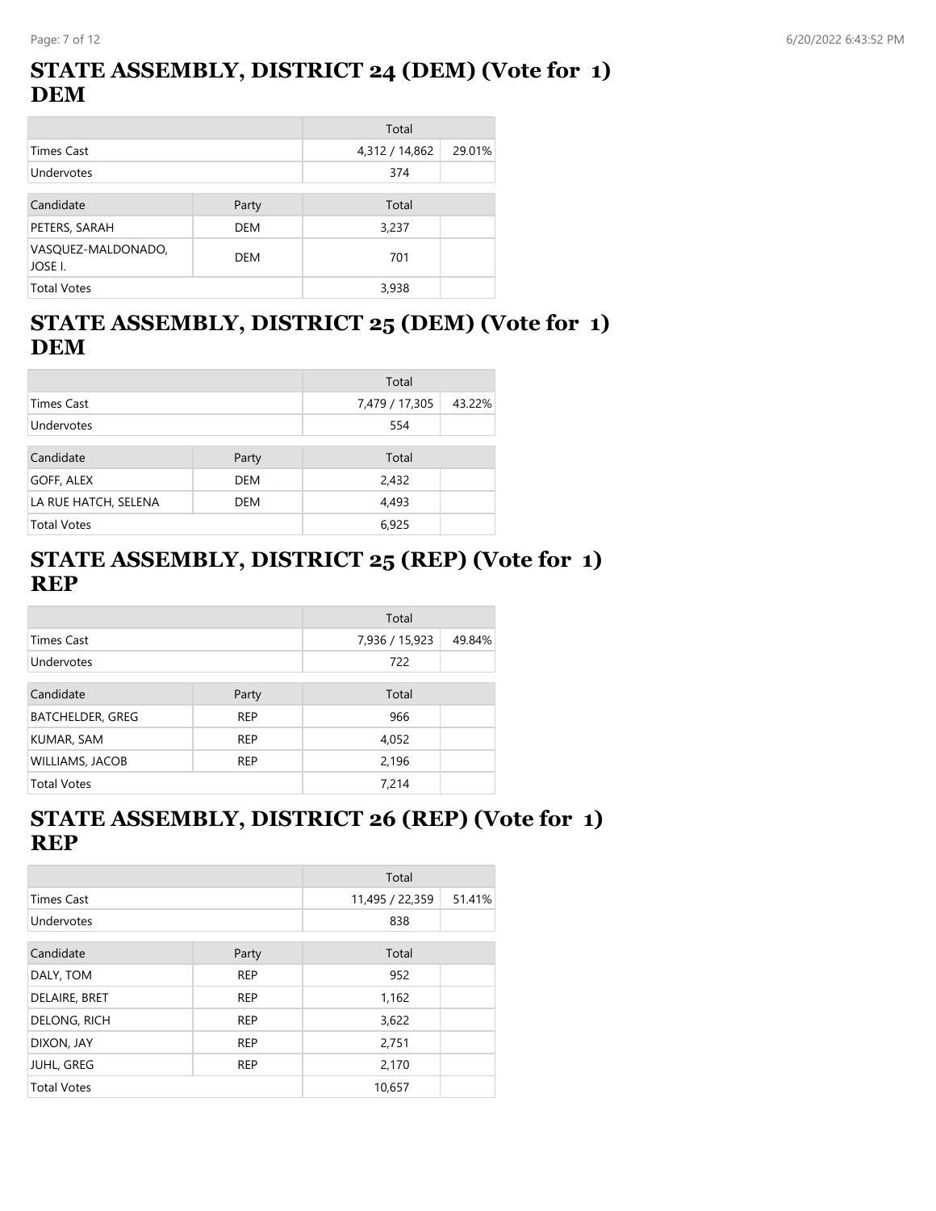## STATE ASSEMBLY, DISTRICT 24 (DEM) (Vote for 1) DEM

| | | Total | |
|---|---|---|---|
| Times Cast | | 4,312 / 14,862 | 29.01% |
| Undervotes | | 374 | |

| Candidate | Party | Total | |
|---|---|---|---|
| PETERS, SARAH | DEM | 3,237 | |
| VASQUEZ-MALDONADO, JOSE I. | DEM | 701 | |
| Total Votes | | 3,938 | |

## STATE ASSEMBLY, DISTRICT 25 (DEM) (Vote for 1) DEM

| | | Total | |
|---|---|---|---|
| Times Cast | | 7,479 / 17,305 | 43.22% |
| Undervotes | | 554 | |

| Candidate | Party | Total | |
|---|---|---|---|
| GOFF, ALEX | DEM | 2,432 | |
| LA RUE HATCH, SELENA | DEM | 4,493 | |
| Total Votes | | 6,925 | |

## STATE ASSEMBLY, DISTRICT 25 (REP) (Vote for 1) REP

| | | Total | |
|---|---|---|---|
| Times Cast | | 7,936 / 15,923 | 49.84% |
| Undervotes | | 722 | |

| Candidate | Party | Total | |
|---|---|---|---|
| BATCHELDER, GREG | REP | 966 | |
| KUMAR, SAM | REP | 4,052 | |
| WILLIAMS, JACOB | REP | 2,196 | |
| Total Votes | | 7,214 | |

## STATE ASSEMBLY, DISTRICT 26 (REP) (Vote for 1) REP

| | | Total | |
|---|---|---|---|
| Times Cast | | 11,495 / 22,359 | 51.41% |
| Undervotes | | 838 | |

| Candidate | Party | Total | |
|---|---|---|---|
| DALY, TOM | REP | 952 | |
| DELAIRE, BRET | REP | 1,162 | |
| DELONG, RICH | REP | 3,622 | |
| DIXON, JAY | REP | 2,751 | |
| JUHL, GREG | REP | 2,170 | |
| Total Votes | | 10,657 | |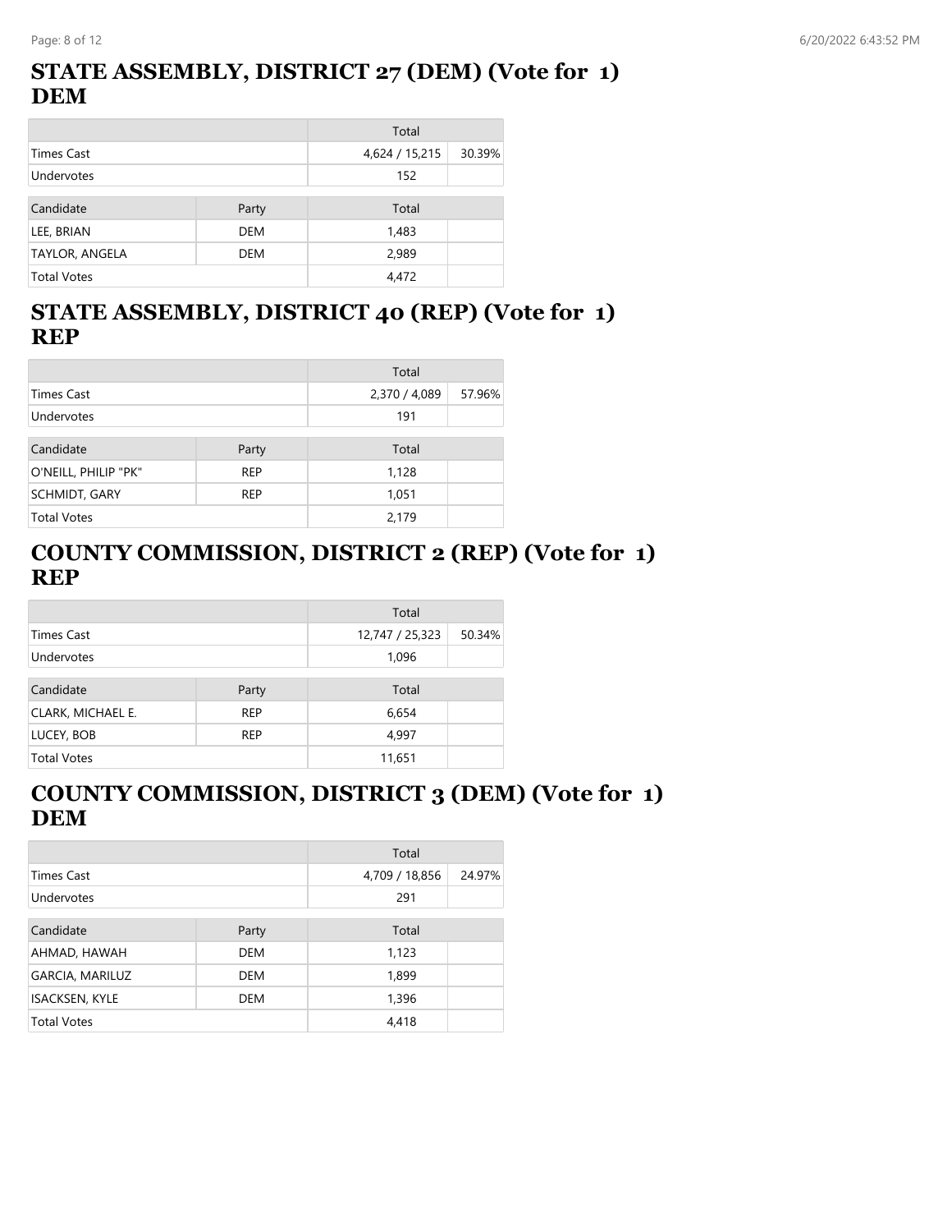## STATE ASSEMBLY, DISTRICT 27 (DEM) (Vote for 1) DEM

| | Total | |
|---|---|---|
| Times Cast | 4,624 / 15,215 | 30.39% |
| Undervotes | 152 | |

| Candidate | Party | Total | |
|---|---|---|---|
| LEE, BRIAN | DEM | 1,483 | |
| TAYLOR, ANGELA | DEM | 2,989 | |
| Total Votes | | 4,472 | |

## STATE ASSEMBLY, DISTRICT 40 (REP) (Vote for 1) REP

| | Total | |
|---|---|---|
| Times Cast | 2,370 / 4,089 | 57.96% |
| Undervotes | 191 | |

| Candidate | Party | Total | |
|---|---|---|---|
| O'NEILL, PHILIP "PK" | REP | 1,128 | |
| SCHMIDT, GARY | REP | 1,051 | |
| Total Votes | | 2,179 | |

## COUNTY COMMISSION, DISTRICT 2 (REP) (Vote for 1) REP

| | Total | |
|---|---|---|
| Times Cast | 12,747 / 25,323 | 50.34% |
| Undervotes | 1,096 | |

| Candidate | Party | Total | |
|---|---|---|---|
| CLARK, MICHAEL E. | REP | 6,654 | |
| LUCEY, BOB | REP | 4,997 | |
| Total Votes | | 11,651 | |

## COUNTY COMMISSION, DISTRICT 3 (DEM) (Vote for 1) DEM

| | Total | |
|---|---|---|
| Times Cast | 4,709 / 18,856 | 24.97% |
| Undervotes | 291 | |

| Candidate | Party | Total | |
|---|---|---|---|
| AHMAD, HAWAH | DEM | 1,123 | |
| GARCIA, MARILUZ | DEM | 1,899 | |
| ISACKSEN, KYLE | DEM | 1,396 | |
| Total Votes | | 4,418 | |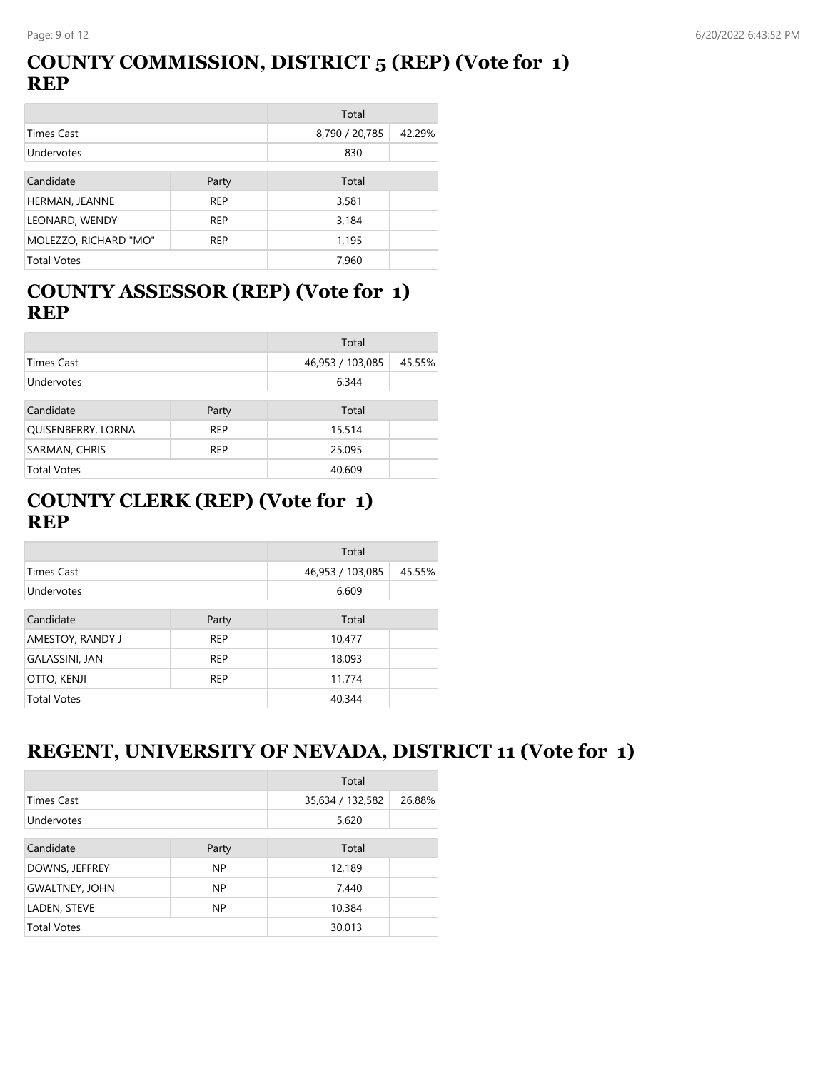## COUNTY COMMISSION, DISTRICT 5 (REP) (Vote for 1)
## REP

| | | Total | |
|---|---|---|---|
| Times Cast | | 8,790 / 20,785 | 42.29% |
| Undervotes | | 830 | |

| Candidate | Party | Total | |
|---|---|---|---|
| HERMAN, JEANNE | REP | 3,581 | |
| LEONARD, WENDY | REP | 3,184 | |
| MOLEZZO, RICHARD "MO" | REP | 1,195 | |
| Total Votes | | 7,960 | |

## COUNTY ASSESSOR (REP) (Vote for 1)
## REP

| | | Total | |
|---|---|---|---|
| Times Cast | | 46,953 / 103,085 | 45.55% |
| Undervotes | | 6,344 | |

| Candidate | Party | Total | |
|---|---|---|---|
| QUISENBERRY, LORNA | REP | 15,514 | |
| SARMAN, CHRIS | REP | 25,095 | |
| Total Votes | | 40,609 | |

## COUNTY CLERK (REP) (Vote for 1)
## REP

| | | Total | |
|---|---|---|---|
| Times Cast | | 46,953 / 103,085 | 45.55% |
| Undervotes | | 6,609 | |

| Candidate | Party | Total | |
|---|---|---|---|
| AMESTOY, RANDY J | REP | 10,477 | |
| GALASSINI, JAN | REP | 18,093 | |
| OTTO, KENJI | REP | 11,774 | |
| Total Votes | | 40,344 | |

## REGENT, UNIVERSITY OF NEVADA, DISTRICT 11 (Vote for 1)

| | | Total | |
|---|---|---|---|
| Times Cast | | 35,634 / 132,582 | 26.88% |
| Undervotes | | 5,620 | |

| Candidate | Party | Total | |
|---|---|---|---|
| DOWNS, JEFFREY | NP | 12,189 | |
| GWALTNEY, JOHN | NP | 7,440 | |
| LADEN, STEVE | NP | 10,384 | |
| Total Votes | | 30,013 | |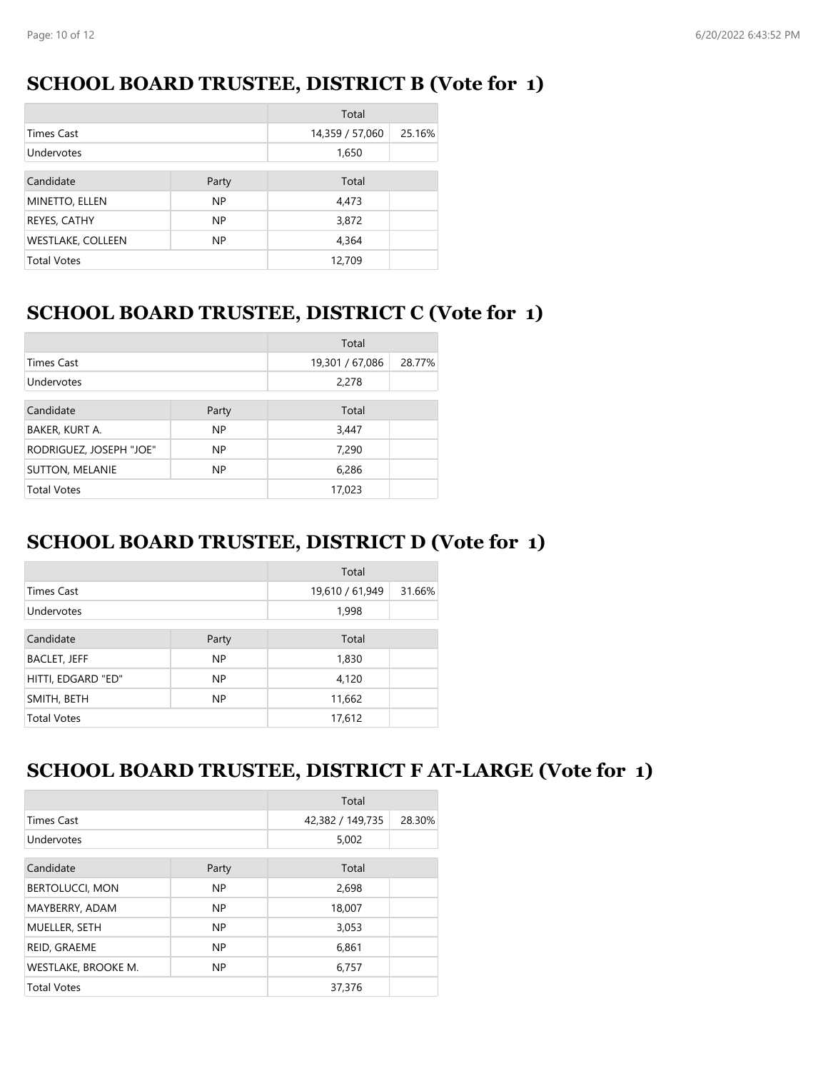## SCHOOL BOARD TRUSTEE, DISTRICT B (Vote for 1)

| | | Total | |
|---|---|---|---|
| Times Cast | | 14,359 / 57,060 | 25.16% |
| Undervotes | | 1,650 | |

| Candidate | Party | Total | |
|---|---|---|---|
| MINETTO, ELLEN | NP | 4,473 | |
| REYES, CATHY | NP | 3,872 | |
| WESTLAKE, COLLEEN | NP | 4,364 | |
| Total Votes | | 12,709 | |

## SCHOOL BOARD TRUSTEE, DISTRICT C (Vote for 1)

| | | Total | |
|---|---|---|---|
| Times Cast | | 19,301 / 67,086 | 28.77% |
| Undervotes | | 2,278 | |

| Candidate | Party | Total | |
|---|---|---|---|
| BAKER, KURT A. | NP | 3,447 | |
| RODRIGUEZ, JOSEPH "JOE" | NP | 7,290 | |
| SUTTON, MELANIE | NP | 6,286 | |
| Total Votes | | 17,023 | |

## SCHOOL BOARD TRUSTEE, DISTRICT D (Vote for 1)

| | | Total | |
|---|---|---|---|
| Times Cast | | 19,610 / 61,949 | 31.66% |
| Undervotes | | 1,998 | |

| Candidate | Party | Total | |
|---|---|---|---|
| BACLET, JEFF | NP | 1,830 | |
| HITTI, EDGARD "ED" | NP | 4,120 | |
| SMITH, BETH | NP | 11,662 | |
| Total Votes | | 17,612 | |

## SCHOOL BOARD TRUSTEE, DISTRICT F AT-LARGE (Vote for 1)

| | | Total | |
|---|---|---|---|
| Times Cast | | 42,382 / 149,735 | 28.30% |
| Undervotes | | 5,002 | |

| Candidate | Party | Total | |
|---|---|---|---|
| BERTOLUCCI, MON | NP | 2,698 | |
| MAYBERRY, ADAM | NP | 18,007 | |
| MUELLER, SETH | NP | 3,053 | |
| REID, GRAEME | NP | 6,861 | |
| WESTLAKE, BROOKE M. | NP | 6,757 | |
| Total Votes | | 37,376 | |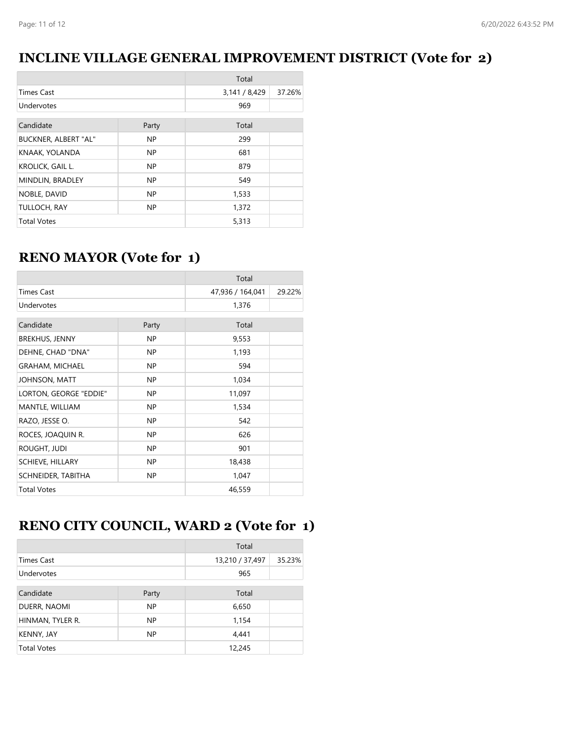## INCLINE VILLAGE GENERAL IMPROVEMENT DISTRICT (Vote for 2)

| | Total | |
|---|---|---|
| Times Cast | 3,141 / 8,429 | 37.26% |
| Undervotes | 969 | |

| Candidate | Party | Total | |
|---|---|---|---|
| BUCKNER, ALBERT "AL" | NP | 299 | |
| KNAAK, YOLANDA | NP | 681 | |
| KROLICK, GAIL L. | NP | 879 | |
| MINDLIN, BRADLEY | NP | 549 | |
| NOBLE, DAVID | NP | 1,533 | |
| TULLOCH, RAY | NP | 1,372 | |
| Total Votes | | 5,313 | |

## RENO MAYOR (Vote for 1)

| | Total | |
|---|---|---|
| Times Cast | 47,936 / 164,041 | 29.22% |
| Undervotes | 1,376 | |

| Candidate | Party | Total | |
|---|---|---|---|
| BREKHUS, JENNY | NP | 9,553 | |
| DEHNE, CHAD "DNA" | NP | 1,193 | |
| GRAHAM, MICHAEL | NP | 594 | |
| JOHNSON, MATT | NP | 1,034 | |
| LORTON, GEORGE "EDDIE" | NP | 11,097 | |
| MANTLE, WILLIAM | NP | 1,534 | |
| RAZO, JESSE O. | NP | 542 | |
| ROCES, JOAQUIN R. | NP | 626 | |
| ROUGHT, JUDI | NP | 901 | |
| SCHIEVE, HILLARY | NP | 18,438 | |
| SCHNEIDER, TABITHA | NP | 1,047 | |
| Total Votes | | 46,559 | |

## RENO CITY COUNCIL, WARD 2 (Vote for 1)

| | Total | |
|---|---|---|
| Times Cast | 13,210 / 37,497 | 35.23% |
| Undervotes | 965 | |

| Candidate | Party | Total | |
|---|---|---|---|
| DUERR, NAOMI | NP | 6,650 | |
| HINMAN, TYLER R. | NP | 1,154 | |
| KENNY, JAY | NP | 4,441 | |
| Total Votes | | 12,245 | |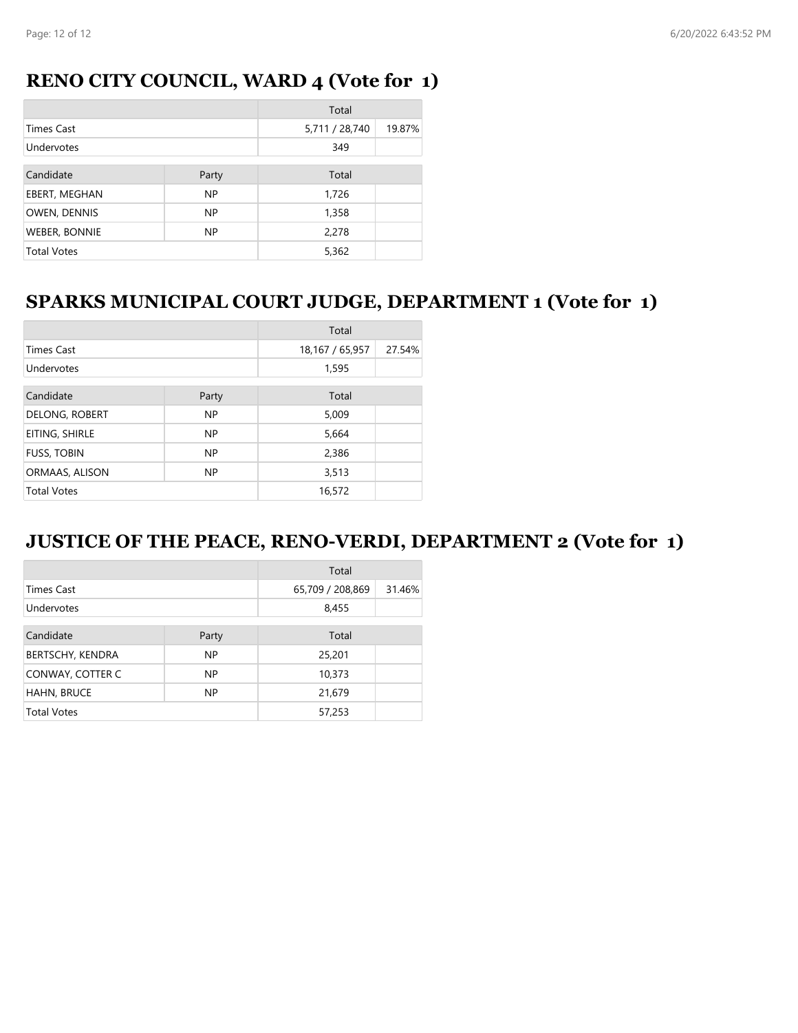## RENO CITY COUNCIL, WARD 4 (Vote for 1)

| | | Total | |
|---|---|---|---|
| Times Cast | | 5,711 / 28,740 | 19.87% |
| Undervotes | | 349 | |
| Candidate | Party | Total | |
| EBERT, MEGHAN | NP | 1,726 | |
| OWEN, DENNIS | NP | 1,358 | |
| WEBER, BONNIE | NP | 2,278 | |
| Total Votes | | 5,362 | |

## SPARKS MUNICIPAL COURT JUDGE, DEPARTMENT 1 (Vote for 1)

| | | Total | |
|---|---|---|---|
| Times Cast | | 18,167 / 65,957 | 27.54% |
| Undervotes | | 1,595 | |
| Candidate | Party | Total | |
| DELONG, ROBERT | NP | 5,009 | |
| EITING, SHIRLE | NP | 5,664 | |
| FUSS, TOBIN | NP | 2,386 | |
| ORMAAS, ALISON | NP | 3,513 | |
| Total Votes | | 16,572 | |

## JUSTICE OF THE PEACE, RENO-VERDI, DEPARTMENT 2 (Vote for 1)

| | | Total | |
|---|---|---|---|
| Times Cast | | 65,709 / 208,869 | 31.46% |
| Undervotes | | 8,455 | |
| Candidate | Party | Total | |
| BERTSCHY, KENDRA | NP | 25,201 | |
| CONWAY, COTTER C | NP | 10,373 | |
| HAHN, BRUCE | NP | 21,679 | |
| Total Votes | | 57,253 | |